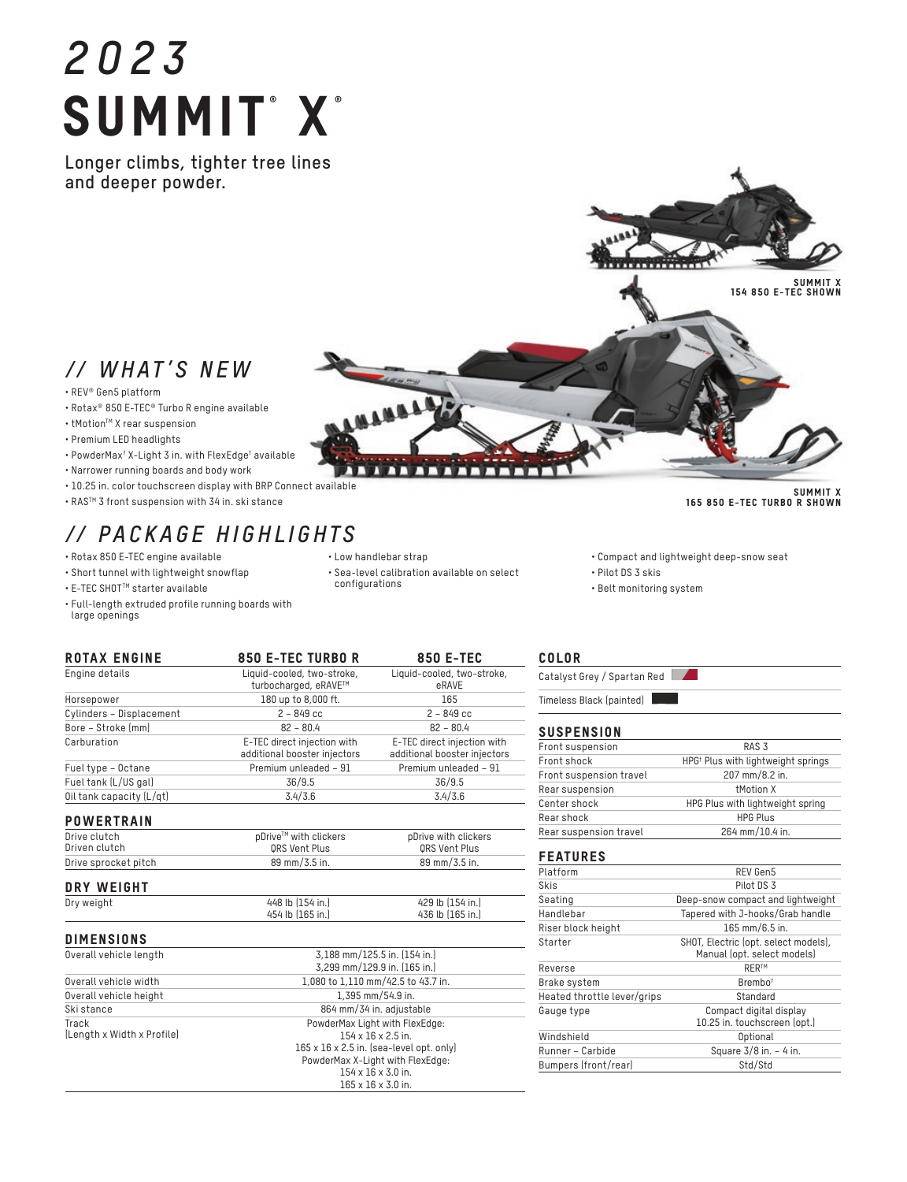# 2023

# SUMMIT® X®

**Longer climbs, tighter tree lines and deeper powder.**

SUMMIT X
154 850 E-TEC SHOWN

SUMMIT X
165 850 E-TEC TURBO R SHOWN

## // WHAT'S NEW

- REV® Gen5 platform
- Rotax® 850 E-TEC® Turbo R engine available
- tMotion™ X rear suspension
- Premium LED headlights
- PowderMax† X-Light 3 in. with FlexEdge† available
- Narrower running boards and body work
- 10.25 in. color touchscreen display with BRP Connect available
- RAS™ 3 front suspension with 34 in. ski stance

## // PACKAGE HIGHLIGHTS

- Rotax 850 E-TEC engine available
- Short tunnel with lightweight snowflap
- E-TEC SHOT™ starter available
- Full-length extruded profile running boards with large openings
- Low handlebar strap
- Sea-level calibration available on select configurations
- Compact and lightweight deep-snow seat
- Pilot DS 3 skis
- Belt monitoring system

### ROTAX ENGINE

| ROTAX ENGINE | 850 E-TEC TURBO R | 850 E-TEC |
|---|---|---|
| Engine details | Liquid-cooled, two-stroke, turbocharged, eRAVE™ | Liquid-cooled, two-stroke, eRAVE |
| Horsepower | 180 up to 8,000 ft. | 165 |
| Cylinders – Displacement | 2 – 849 cc | 2 – 849 cc |
| Bore – Stroke (mm) | 82 – 80.4 | 82 – 80.4 |
| Carburation | E-TEC direct injection with additional booster injectors | E-TEC direct injection with additional booster injectors |
| Fuel type – Octane | Premium unleaded – 91 | Premium unleaded – 91 |
| Fuel tank (L/US gal) | 36/9.5 | 36/9.5 |
| Oil tank capacity (L/qt) | 3.4/3.6 | 3.4/3.6 |

### POWERTRAIN

| POWERTRAIN | | |
|---|---|---|
| Drive clutch<br>Driven clutch | pDrive™ with clickers<br>QRS Vent Plus | pDrive with clickers<br>QRS Vent Plus |
| Drive sprocket pitch | 89 mm/3.5 in. | 89 mm/3.5 in. |

### DRY WEIGHT

| DRY WEIGHT | | |
|---|---|---|
| Dry weight | 448 lb (154 in.)<br>454 lb (165 in.) | 429 lb (154 in.)<br>436 lb (165 in.) |

### DIMENSIONS

| DIMENSIONS | |
|---|---|
| Overall vehicle length | 3,188 mm/125.5 in. (154 in.)<br>3,299 mm/129.9 in. (165 in.) |
| Overall vehicle width | 1,080 to 1,110 mm/42.5 to 43.7 in. |
| Overall vehicle height | 1,395 mm/54.9 in. |
| Ski stance | 864 mm/34 in. adjustable |
| Track (Length x Width x Profile) | PowderMax Light with FlexEdge:<br>154 x 16 x 2.5 in.<br>165 x 16 x 2.5 in. (sea-level opt. only)<br>PowderMax X-Light with FlexEdge:<br>154 x 16 x 3.0 in.<br>165 x 16 x 3.0 in. |

### COLOR

| COLOR |
|---|
| Catalyst Grey / Spartan Red |
| Timeless Black (painted) |

### SUSPENSION

| SUSPENSION | |
|---|---|
| Front suspension | RAS 3 |
| Front shock | HPG† Plus with lightweight springs |
| Front suspension travel | 207 mm/8.2 in. |
| Rear suspension | tMotion X |
| Center shock | HPG Plus with lightweight spring |
| Rear shock | HPG Plus |
| Rear suspension travel | 264 mm/10.4 in. |

### FEATURES

| FEATURES | |
|---|---|
| Platform | REV Gen5 |
| Skis | Pilot DS 3 |
| Seating | Deep-snow compact and lightweight |
| Handlebar | Tapered with J-hooks/Grab handle |
| Riser block height | 165 mm/6.5 in. |
| Starter | SHOT, Electric (opt. select models), Manual (opt. select models) |
| Reverse | RER™ |
| Brake system | Brembo† |
| Heated throttle lever/grips | Standard |
| Gauge type | Compact digital display<br>10.25 in. touchscreen (opt.) |
| Windshield | Optional |
| Runner – Carbide | Square 3/8 in. – 4 in. |
| Bumpers (front/rear) | Std/Std |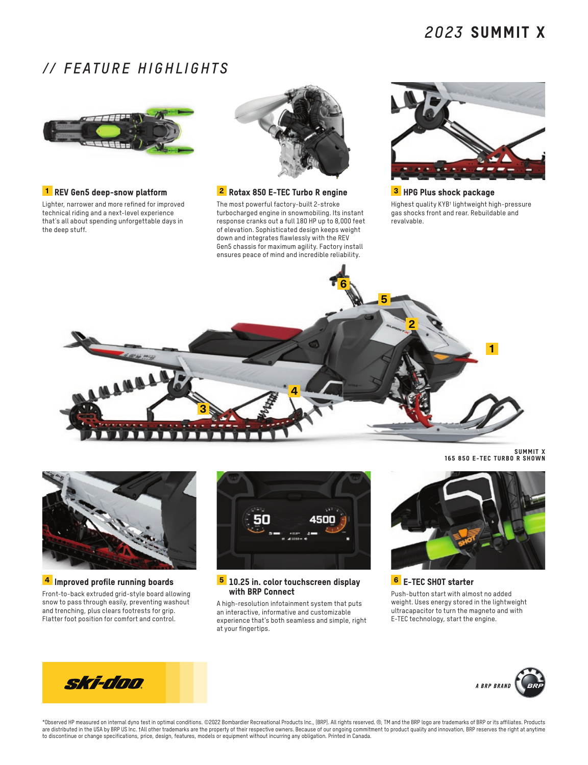# 2023 SUMMIT X

## // FEATURE HIGHLIGHTS

### 1 REV Gen5 deep-snow platform

Lighter, narrower and more refined for improved technical riding and a next-level experience that's all about spending unforgettable days in the deep stuff.

### 2 Rotax 850 E-TEC Turbo R engine

The most powerful factory-built 2-stroke turbocharged engine in snowmobiling. Its instant response cranks out a full 180 HP up to 8,000 feet of elevation. Sophisticated design keeps weight down and integrates flawlessly with the REV Gen5 chassis for maximum agility. Factory install ensures peace of mind and incredible reliability.

### 3 HPG Plus shock package

Highest quality KYB† lightweight high-pressure gas shocks front and rear. Rebuildable and revalvable.

SUMMIT X
165 850 E-TEC TURBO R SHOWN

### 4 Improved profile running boards

Front-to-back extruded grid-style board allowing snow to pass through easily, preventing washout and trenching, plus clears footrests for grip. Flatter foot position for comfort and control.

### 5 10.25 in. color touchscreen display with BRP Connect

A high-resolution infotainment system that puts an interactive, informative and customizable experience that's both seamless and simple, right at your fingertips.

### 6 E-TEC SHOT starter

Push-button start with almost no added weight. Uses energy stored in the lightweight ultracapacitor to turn the magneto and with E-TEC technology, start the engine.

ski-doo

A BRP BRAND

*Observed HP measured on internal dyno test in optimal conditions. ©2022 Bombardier Recreational Products Inc., (BRP). All rights reserved. ®, TM and the BRP logo are trademarks of BRP or its affiliates. Products are distributed in the USA by BRP US Inc. †All other trademarks are the property of their respective owners. Because of our ongoing commitment to product quality and innovation, BRP reserves the right at anytime to discontinue or change specifications, price, design, features, models or equipment without incurring any obligation. Printed in Canada.